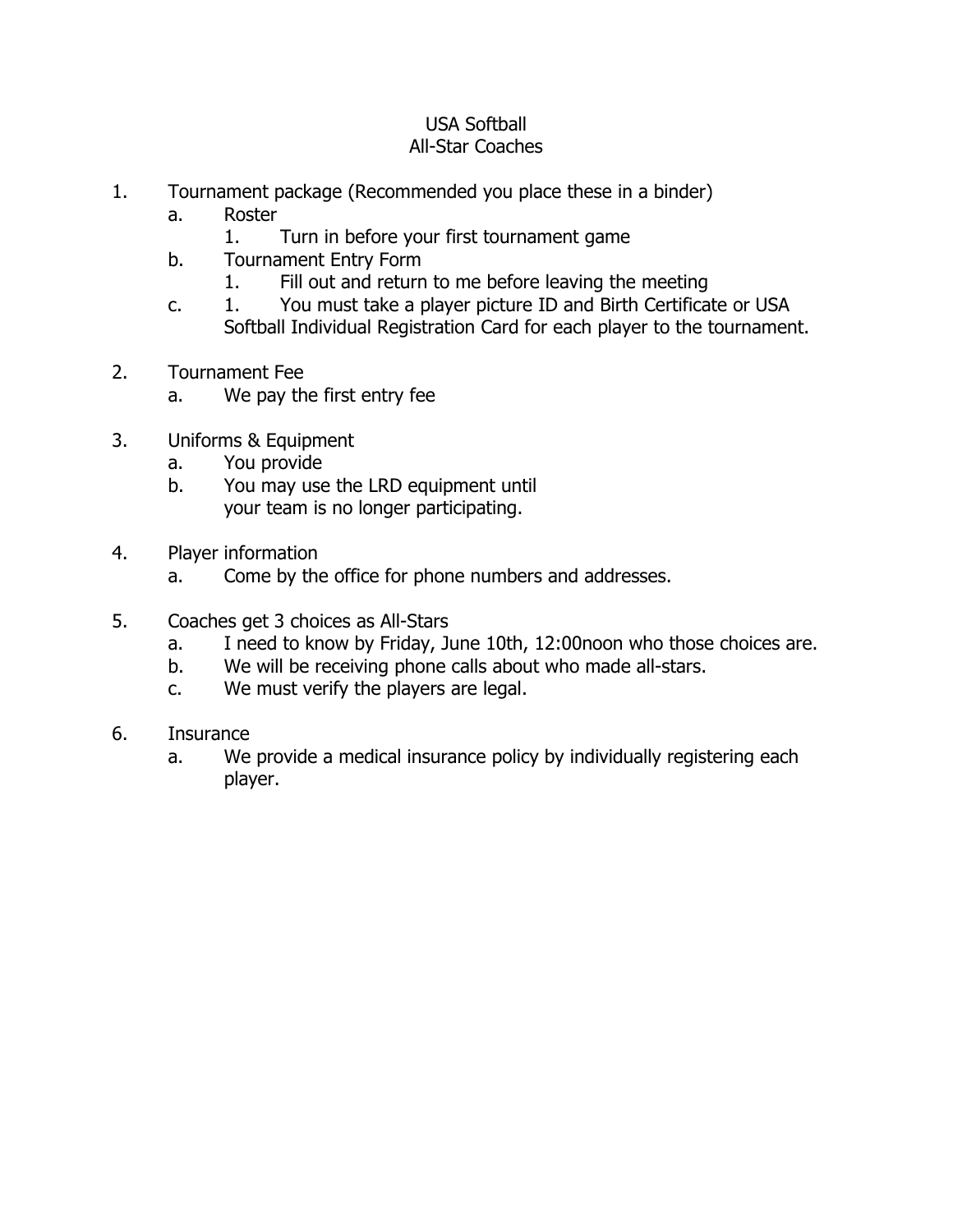# USA Softball
## All-Star Coaches

1. Tournament package (Recommended you place these in a binder)
    a. Roster
        1. Turn in before your first tournament game
    b. Tournament Entry Form
        1. Fill out and return to me before leaving the meeting
    c. 1. You must take a player picture ID and Birth Certificate or USA Softball Individual Registration Card for each player to the tournament.

2. Tournament Fee
    a. We pay the first entry fee

3. Uniforms & Equipment
    a. You provide
    b. You may use the LRD equipment until your team is no longer participating.

4. Player information
    a. Come by the office for phone numbers and addresses.

5. Coaches get 3 choices as All-Stars
    a. I need to know by Friday, June 10th, 12:00noon who those choices are.
    b. We will be receiving phone calls about who made all-stars.
    c. We must verify the players are legal.

6. Insurance
    a. We provide a medical insurance policy by individually registering each player.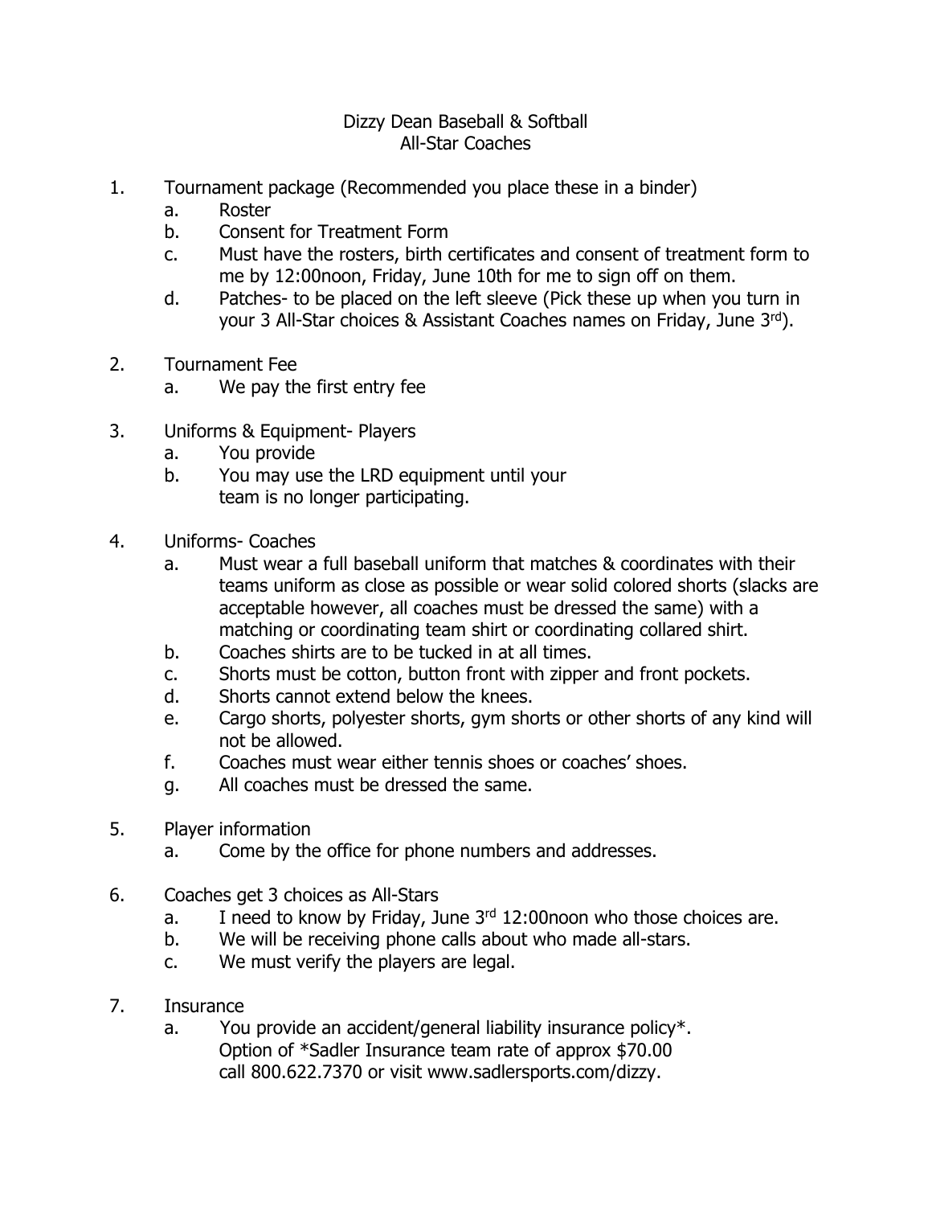Dizzy Dean Baseball & Softball
All-Star Coaches

1. Tournament package (Recommended you place these in a binder)
   a. Roster
   b. Consent for Treatment Form
   c. Must have the rosters, birth certificates and consent of treatment form to me by 12:00noon, Friday, June 10th for me to sign off on them.
   d. Patches- to be placed on the left sleeve (Pick these up when you turn in your 3 All-Star choices & Assistant Coaches names on Friday, June 3rd).

2. Tournament Fee
   a. We pay the first entry fee

3. Uniforms & Equipment- Players
   a. You provide
   b. You may use the LRD equipment until your team is no longer participating.

4. Uniforms- Coaches
   a. Must wear a full baseball uniform that matches & coordinates with their teams uniform as close as possible or wear solid colored shorts (slacks are acceptable however, all coaches must be dressed the same) with a matching or coordinating team shirt or coordinating collared shirt.
   b. Coaches shirts are to be tucked in at all times.
   c. Shorts must be cotton, button front with zipper and front pockets.
   d. Shorts cannot extend below the knees.
   e. Cargo shorts, polyester shorts, gym shorts or other shorts of any kind will not be allowed.
   f. Coaches must wear either tennis shoes or coaches' shoes.
   g. All coaches must be dressed the same.

5. Player information
   a. Come by the office for phone numbers and addresses.

6. Coaches get 3 choices as All-Stars
   a. I need to know by Friday, June 3rd 12:00noon who those choices are.
   b. We will be receiving phone calls about who made all-stars.
   c. We must verify the players are legal.

7. Insurance
   a. You provide an accident/general liability insurance policy*. Option of *Sadler Insurance team rate of approx $70.00 call 800.622.7370 or visit www.sadlersports.com/dizzy.